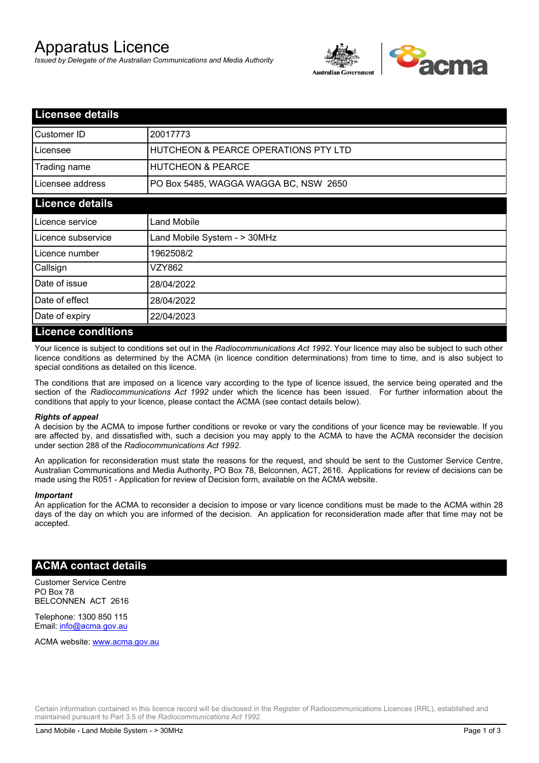# Apparatus Licence

*Issued by Delegate of the Australian Communications and Media Authority*

## Licensee details

| | |
|---|---|
| Customer ID | 20017773 |
| Licensee | HUTCHEON & PEARCE OPERATIONS PTY LTD |
| Trading name | HUTCHEON & PEARCE |
| Licensee address | PO Box 5485, WAGGA WAGGA BC, NSW 2650 |

## Licence details

| | |
|---|---|
| Licence service | Land Mobile |
| Licence subservice | Land Mobile System - > 30MHz |
| Licence number | 1962508/2 |
| Callsign | VZY862 |
| Date of issue | 28/04/2022 |
| Date of effect | 28/04/2022 |
| Date of expiry | 22/04/2023 |

## Licence conditions

Your licence is subject to conditions set out in the *Radiocommunications Act 1992*. Your licence may also be subject to such other licence conditions as determined by the ACMA (in licence condition determinations) from time to time, and is also subject to special conditions as detailed on this licence.

The conditions that are imposed on a licence vary according to the type of licence issued, the service being operated and the section of the *Radiocommunications Act 1992* under which the licence has been issued. For further information about the conditions that apply to your licence, please contact the ACMA (see contact details below).

***Rights of appeal***

A decision by the ACMA to impose further conditions or revoke or vary the conditions of your licence may be reviewable. If you are affected by, and dissatisfied with, such a decision you may apply to the ACMA to have the ACMA reconsider the decision under section 288 of the *Radiocommunications Act 1992*.

An application for reconsideration must state the reasons for the request, and should be sent to the Customer Service Centre, Australian Communications and Media Authority, PO Box 78, Belconnen, ACT, 2616. Applications for review of decisions can be made using the R051 - Application for review of Decision form, available on the ACMA website.

***Important***

An application for the ACMA to reconsider a decision to impose or vary licence conditions must be made to the ACMA within 28 days of the day on which you are informed of the decision. An application for reconsideration made after that time may not be accepted.

## ACMA contact details

Customer Service Centre
PO Box 78
BELCONNEN ACT 2616

Telephone: 1300 850 115
Email: info@acma.gov.au

ACMA website: www.acma.gov.au

Certain information contained in this licence record will be disclosed in the Register of Radiocommunications Licences (RRL), established and maintained pursuant to Part 3.5 of the *Radiocommunications Act 1992.*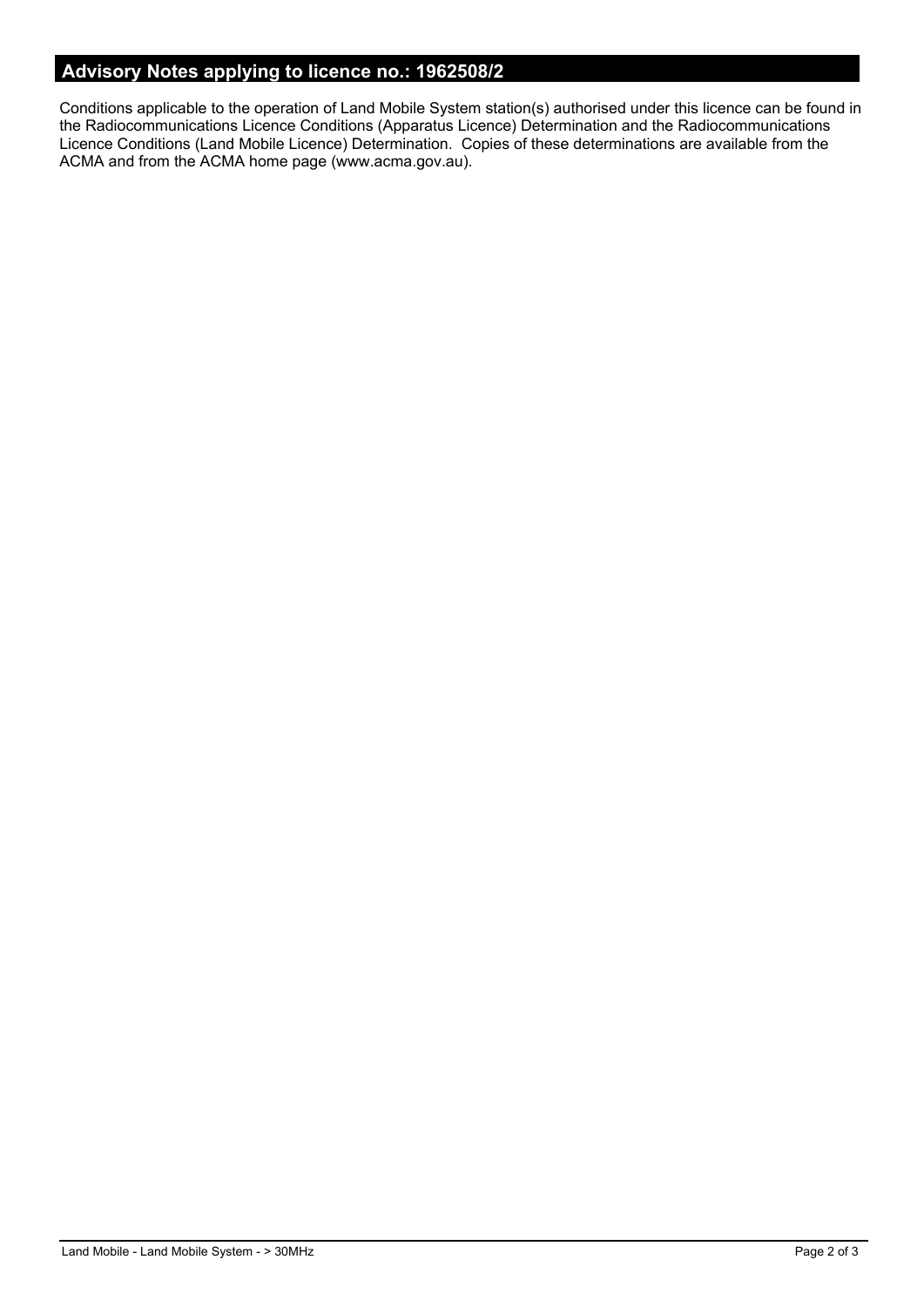## Advisory Notes applying to licence no.: 1962508/2

Conditions applicable to the operation of Land Mobile System station(s) authorised under this licence can be found in the Radiocommunications Licence Conditions (Apparatus Licence) Determination and the Radiocommunications Licence Conditions (Land Mobile Licence) Determination. Copies of these determinations are available from the ACMA and from the ACMA home page (www.acma.gov.au).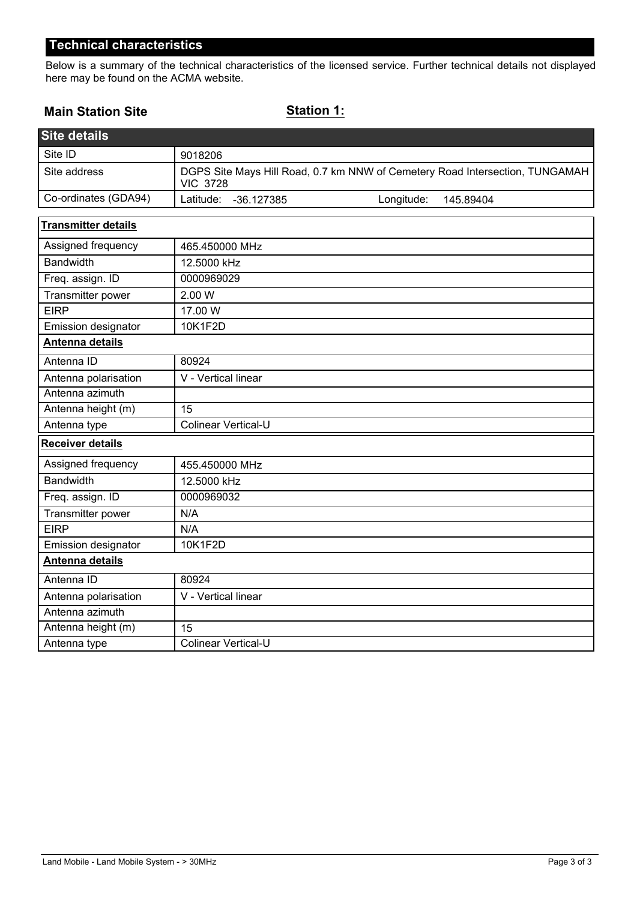## Technical characteristics

Below is a summary of the technical characteristics of the licensed service. Further technical details not displayed here may be found on the ACMA website.

**Main Station Site** **Station 1:**

| Site details | |
|---|---|
| Site ID | 9018206 |
| Site address | DGPS Site Mays Hill Road, 0.7 km NNW of Cemetery Road Intersection, TUNGAMAH VIC 3728 |
| Co-ordinates (GDA94) | Latitude: -36.127385 Longitude: 145.89404 |

| Transmitter details | |
|---|---|
| Assigned frequency | 465.450000 MHz |
| Bandwidth | 12.5000 kHz |
| Freq. assign. ID | 0000969029 |
| Transmitter power | 2.00 W |
| EIRP | 17.00 W |
| Emission designator | 10K1F2D |
| **Antenna details** | |
| Antenna ID | 80924 |
| Antenna polarisation | V - Vertical linear |
| Antenna azimuth | |
| Antenna height (m) | 15 |
| Antenna type | Colinear Vertical-U |

| Receiver details | |
|---|---|
| Assigned frequency | 455.450000 MHz |
| Bandwidth | 12.5000 kHz |
| Freq. assign. ID | 0000969032 |
| Transmitter power | N/A |
| EIRP | N/A |
| Emission designator | 10K1F2D |
| **Antenna details** | |
| Antenna ID | 80924 |
| Antenna polarisation | V - Vertical linear |
| Antenna azimuth | |
| Antenna height (m) | 15 |
| Antenna type | Colinear Vertical-U |